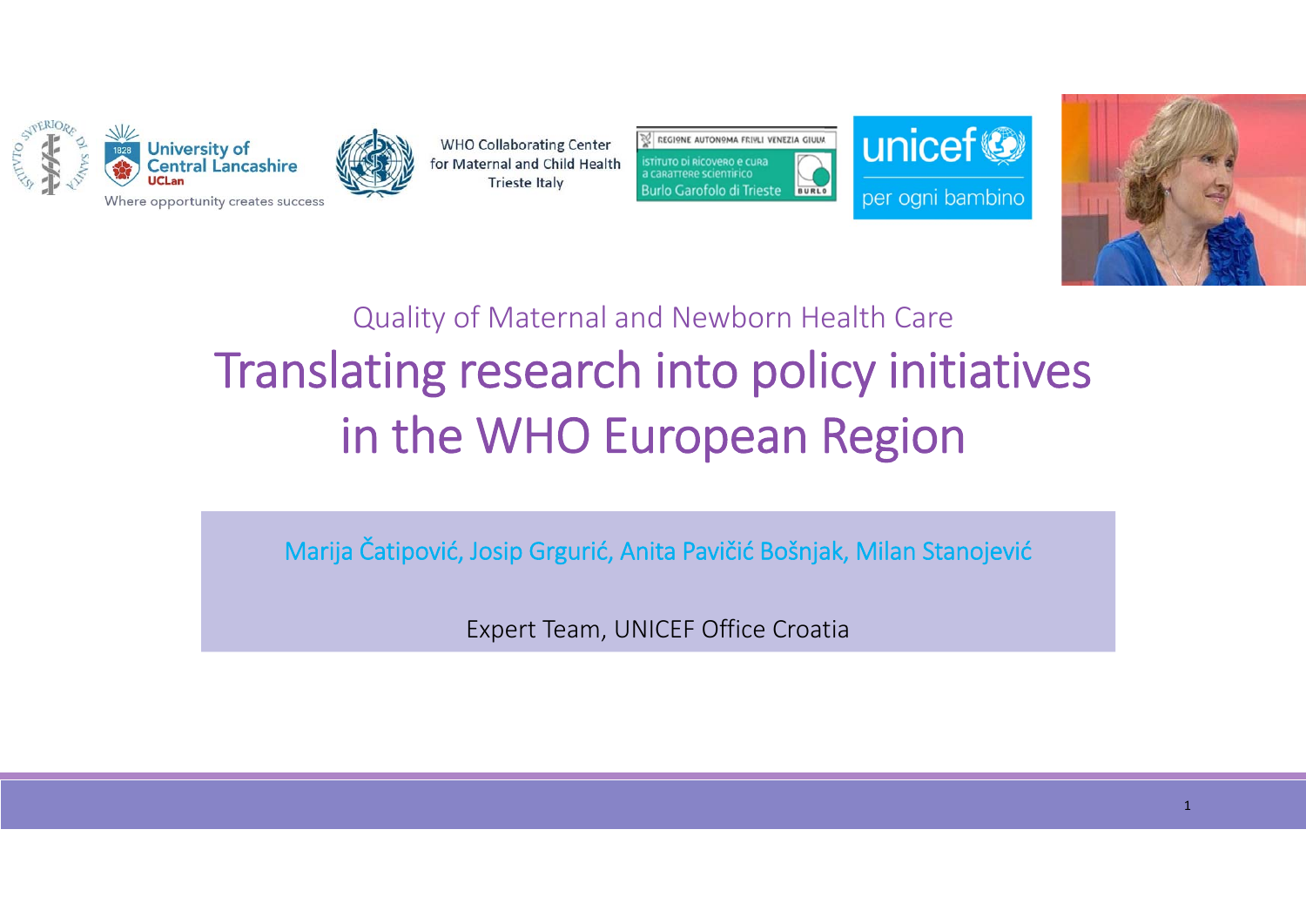University of Central Lancashire
UCLan
Where opportunity creates success

WHO Collaborating Center for Maternal and Child Health Trieste Italy

Regione Autonoma Friuli Venezia Giulia
Istituto di Ricovero e Cura a Carattere Scientifico
Burlo Garofolo di Trieste

unicef
per ogni bambino

## Quality of Maternal and Newborn Health Care

# Translating research into policy initiatives in the WHO European Region

Marija Čatipović, Josip Grgurić, Anita Pavičić Bošnjak, Milan Stanojević

Expert Team, UNICEF Office Croatia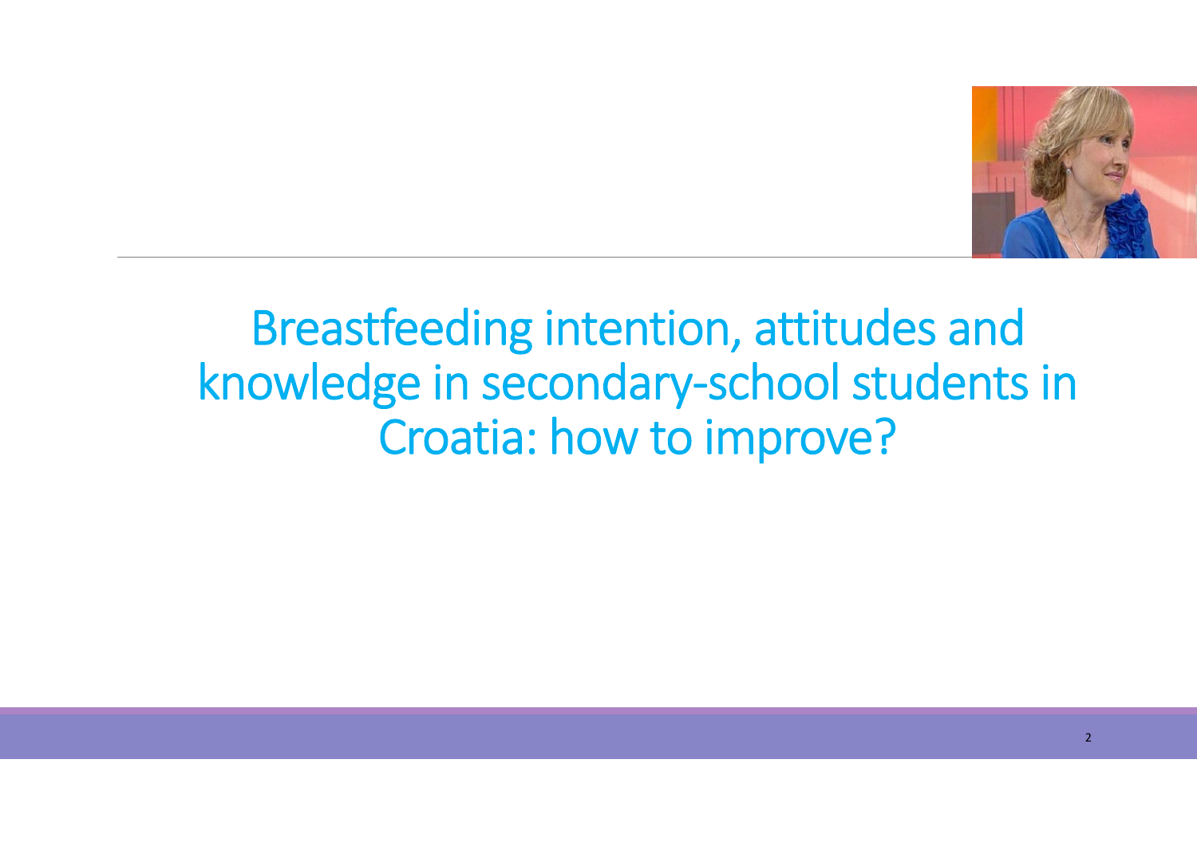# Breastfeeding intention, attitudes and knowledge in secondary-school students in Croatia: how to improve?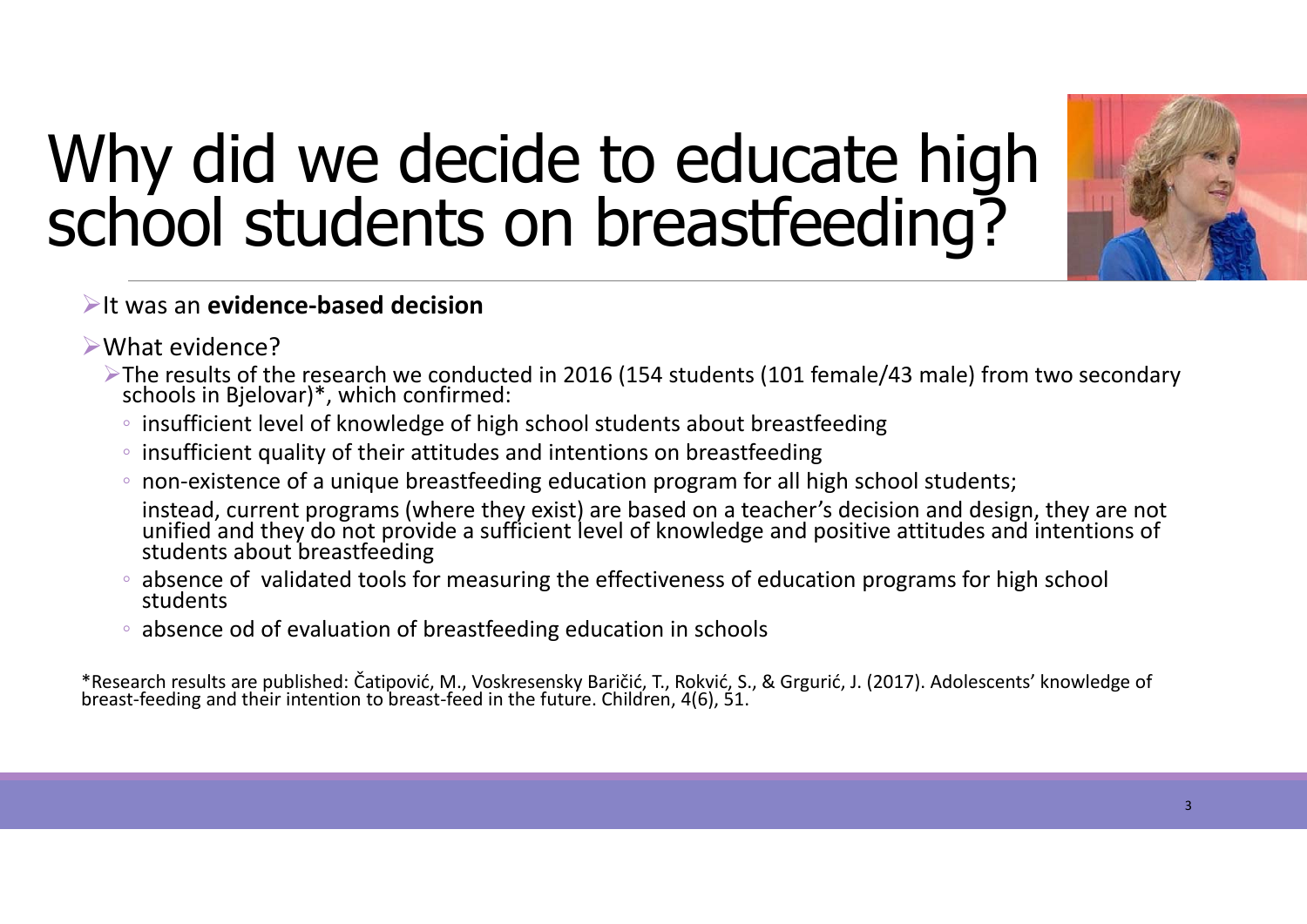# Why did we decide to educate high school students on breastfeeding?

- It was an **evidence-based decision**
- What evidence?
  - The results of the research we conducted in 2016 (154 students (101 female/43 male) from two secondary schools in Bjelovar)*, which confirmed:
    - insufficient level of knowledge of high school students about breastfeeding
    - insufficient quality of their attitudes and intentions on breastfeeding
    - non-existence of a unique breastfeeding education program for all high school students; instead, current programs (where they exist) are based on a teacher's decision and design, they are not unified and they do not provide a sufficient level of knowledge and positive attitudes and intentions of students about breastfeeding
    - absence of validated tools for measuring the effectiveness of education programs for high school students
    - absence od of evaluation of breastfeeding education in schools

*Research results are published: Čatipović, M., Voskresensky Baričić, T., Rokvić, S., & Grgurić, J. (2017). Adolescents' knowledge of breast-feeding and their intention to breast-feed in the future. Children, 4(6), 51.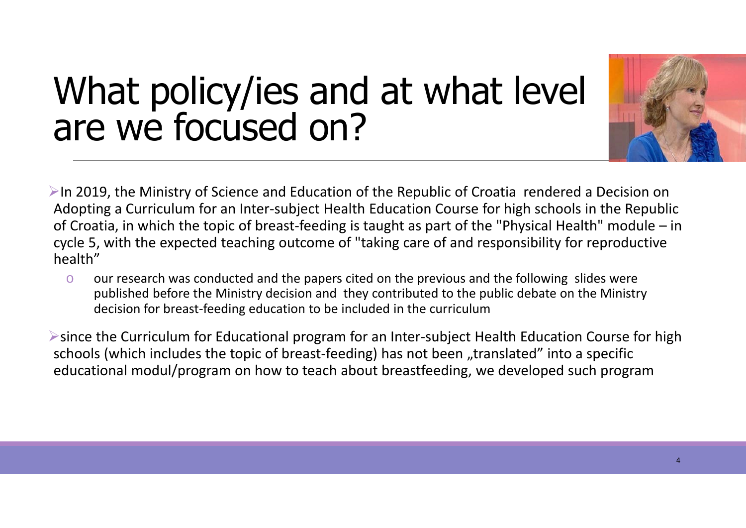# What policy/ies and at what level are we focused on?

- In 2019, the Ministry of Science and Education of the Republic of Croatia rendered a Decision on Adopting a Curriculum for an Inter-subject Health Education Course for high schools in the Republic of Croatia, in which the topic of breast-feeding is taught as part of the "Physical Health" module – in cycle 5, with the expected teaching outcome of "taking care of and responsibility for reproductive health"
  - our research was conducted and the papers cited on the previous and the following slides were published before the Ministry decision and they contributed to the public debate on the Ministry decision for breast-feeding education to be included in the curriculum
- since the Curriculum for Educational program for an Inter-subject Health Education Course for high schools (which includes the topic of breast-feeding) has not been „translated" into a specific educational modul/program on how to teach about breastfeeding, we developed such program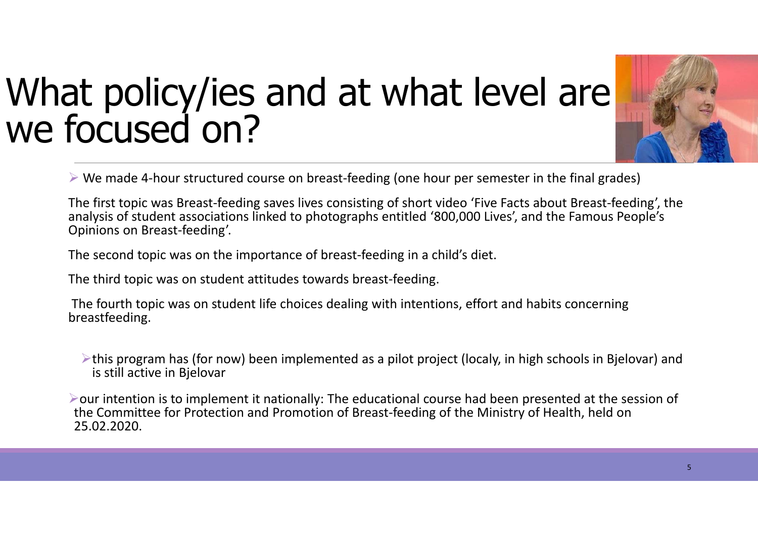# What policy/ies and at what level are we focused on?

- We made 4-hour structured course on breast-feeding (one hour per semester in the final grades)

The first topic was Breast-feeding saves lives consisting of short video 'Five Facts about Breast-feeding', the analysis of student associations linked to photographs entitled '800,000 Lives', and the Famous People's Opinions on Breast-feeding'.

The second topic was on the importance of breast-feeding in a child's diet.

The third topic was on student attitudes towards breast-feeding.

The fourth topic was on student life choices dealing with intentions, effort and habits concerning breastfeeding.

- this program has (for now) been implemented as a pilot project (localy, in high schools in Bjelovar) and is still active in Bjelovar

- our intention is to implement it nationally: The educational course had been presented at the session of the Committee for Protection and Promotion of Breast-feeding of the Ministry of Health, held on 25.02.2020.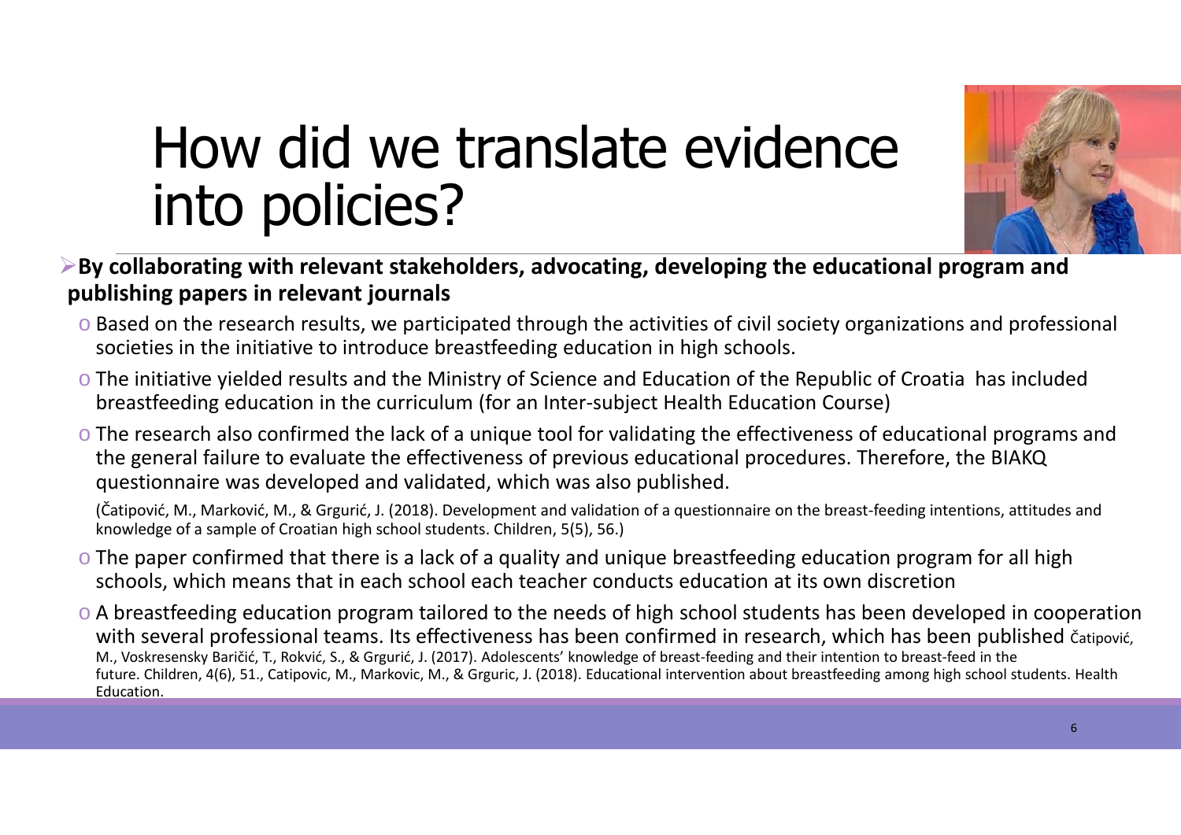# How did we translate evidence into policies?

- **By collaborating with relevant stakeholders, advocating, developing the educational program and publishing papers in relevant journals**
  - Based on the research results, we participated through the activities of civil society organizations and professional societies in the initiative to introduce breastfeeding education in high schools.
  - The initiative yielded results and the Ministry of Science and Education of the Republic of Croatia has included breastfeeding education in the curriculum (for an Inter-subject Health Education Course)
  - The research also confirmed the lack of a unique tool for validating the effectiveness of educational programs and the general failure to evaluate the effectiveness of previous educational procedures. Therefore, the BIAKQ questionnaire was developed and validated, which was also published.

    (Čatipović, M., Marković, M., & Grgurić, J. (2018). Development and validation of a questionnaire on the breast-feeding intentions, attitudes and knowledge of a sample of Croatian high school students. Children, 5(5), 56.)
  - The paper confirmed that there is a lack of a quality and unique breastfeeding education program for all high schools, which means that in each school each teacher conducts education at its own discretion
  - A breastfeeding education program tailored to the needs of high school students has been developed in cooperation with several professional teams. Its effectiveness has been confirmed in research, which has been published Čatipović, M., Voskresensky Baričić, T., Rokvić, S., & Grgurić, J. (2017). Adolescents' knowledge of breast-feeding and their intention to breast-feed in the future. Children, 4(6), 51., Catipovic, M., Markovic, M., & Grguric, J. (2018). Educational intervention about breastfeeding among high school students. Health Education.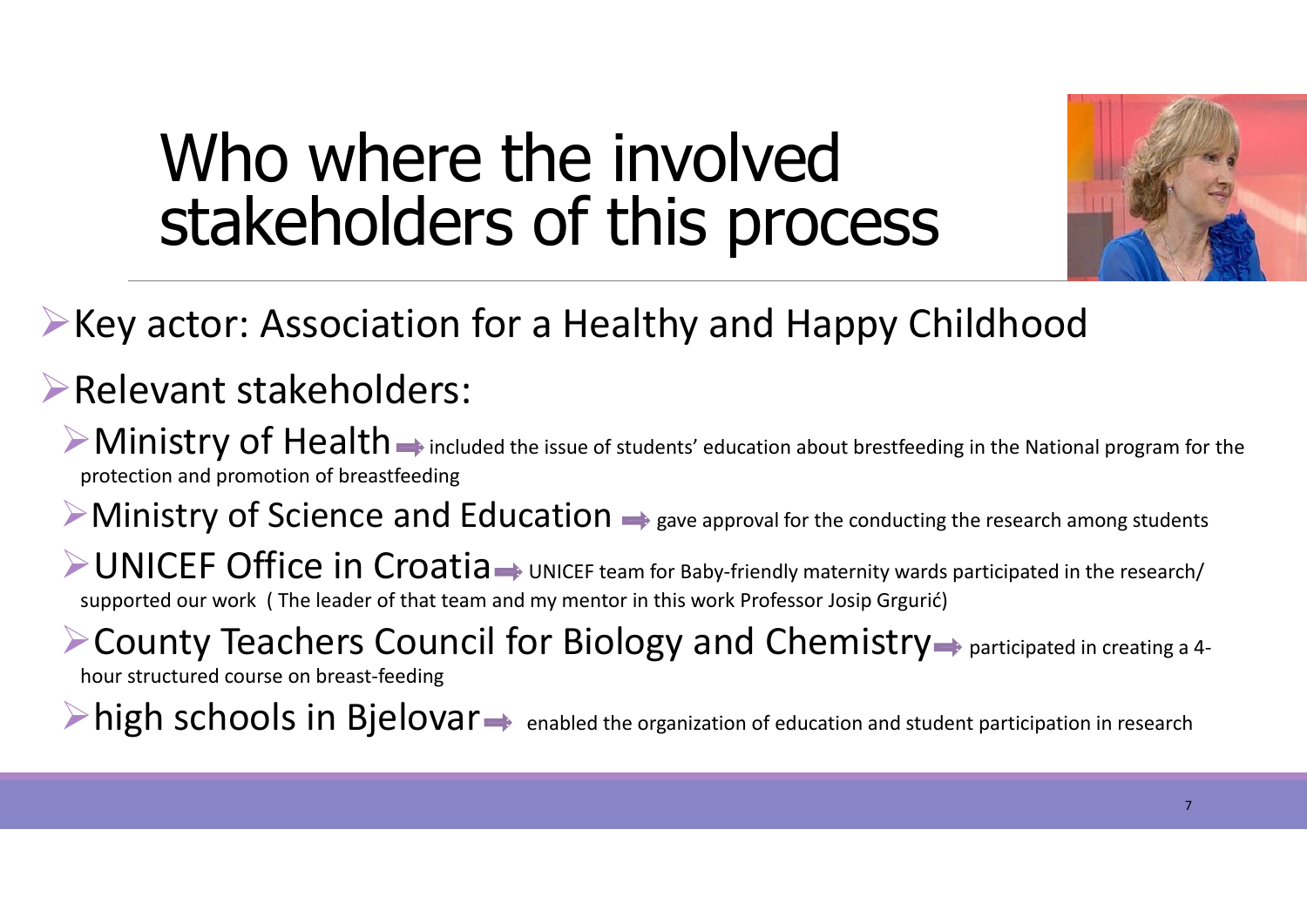# Who where the involved stakeholders of this process

- Key actor: Association for a Healthy and Happy Childhood
- Relevant stakeholders:
  - Ministry of Health ➡ included the issue of students' education about brestfeeding in the National program for the protection and promotion of breastfeeding
  - Ministry of Science and Education ➡ gave approval for the conducting the research among students
  - UNICEF Office in Croatia ➡ UNICEF team for Baby-friendly maternity wards participated in the research/ supported our work ( The leader of that team and my mentor in this work Professor Josip Grgurić)
  - County Teachers Council for Biology and Chemistry ➡ participated in creating a 4-hour structured course on breast-feeding
  - high schools in Bjelovar ➡ enabled the organization of education and student participation in research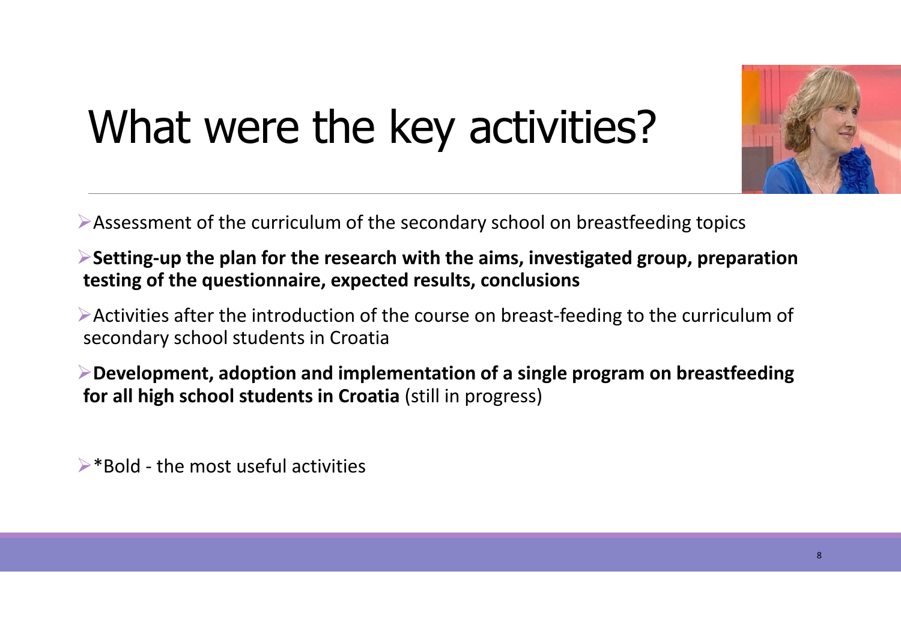# What were the key activities?

- Assessment of the curriculum of the secondary school on breastfeeding topics
- **Setting-up the plan for the research with the aims, investigated group, preparation testing of the questionnaire, expected results, conclusions**
- Activities after the introduction of the course on breast-feeding to the curriculum of secondary school students in Croatia
- **Development, adoption and implementation of a single program on breastfeeding for all high school students in Croatia** (still in progress)

- *Bold - the most useful activities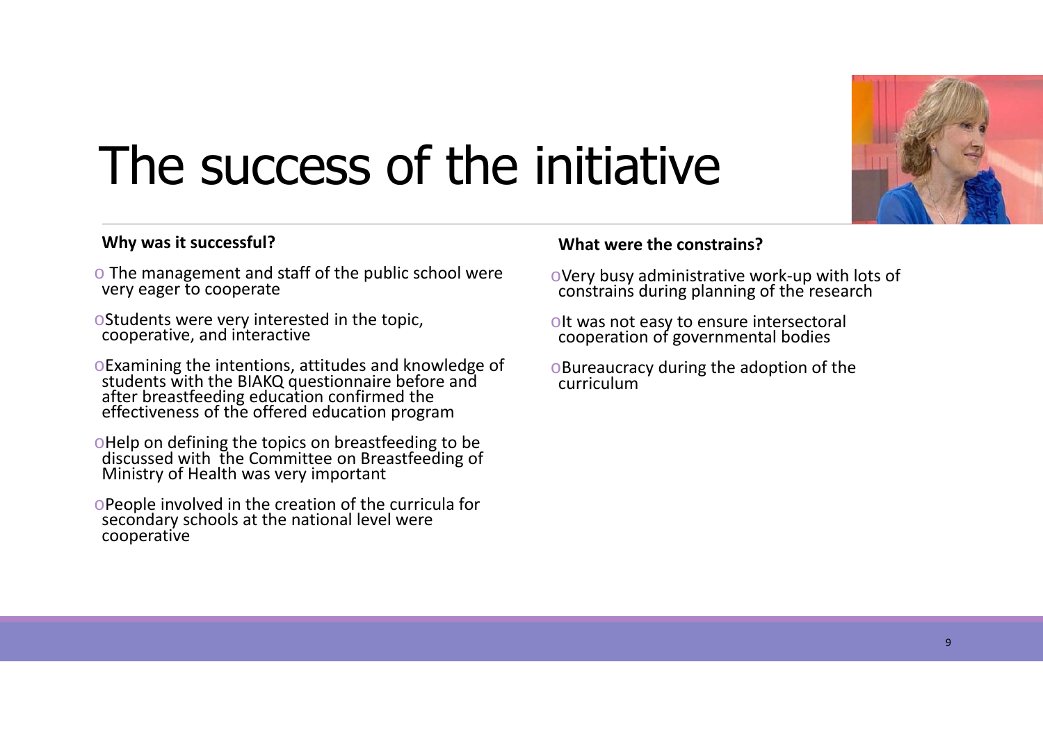# The success of the initiative

**Why was it successful?**

- The management and staff of the public school were very eager to cooperate
- Students were very interested in the topic, cooperative, and interactive
- Examining the intentions, attitudes and knowledge of students with the BIAKQ questionnaire before and after breastfeeding education confirmed the effectiveness of the offered education program
- Help on defining the topics on breastfeeding to be discussed with the Committee on Breastfeeding of Ministry of Health was very important
- People involved in the creation of the curricula for secondary schools at the national level were cooperative

**What were the constrains?**

- Very busy administrative work-up with lots of constrains during planning of the research
- It was not easy to ensure intersectoral cooperation of governmental bodies
- Bureaucracy during the adoption of the curriculum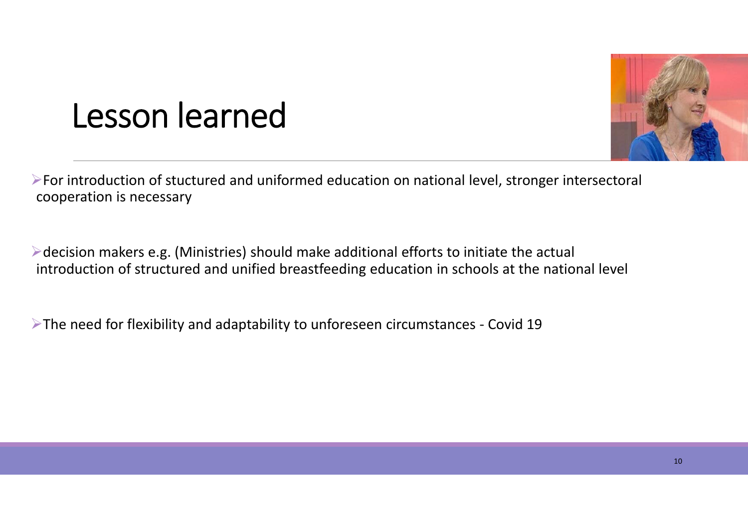# Lesson learned

- For introduction of stuctured and uniformed education on national level, stronger intersectoral cooperation is necessary

- decision makers e.g. (Ministries) should make additional efforts to initiate the actual introduction of structured and unified breastfeeding education in schools at the national level

- The need for flexibility and adaptability to unforeseen circumstances - Covid 19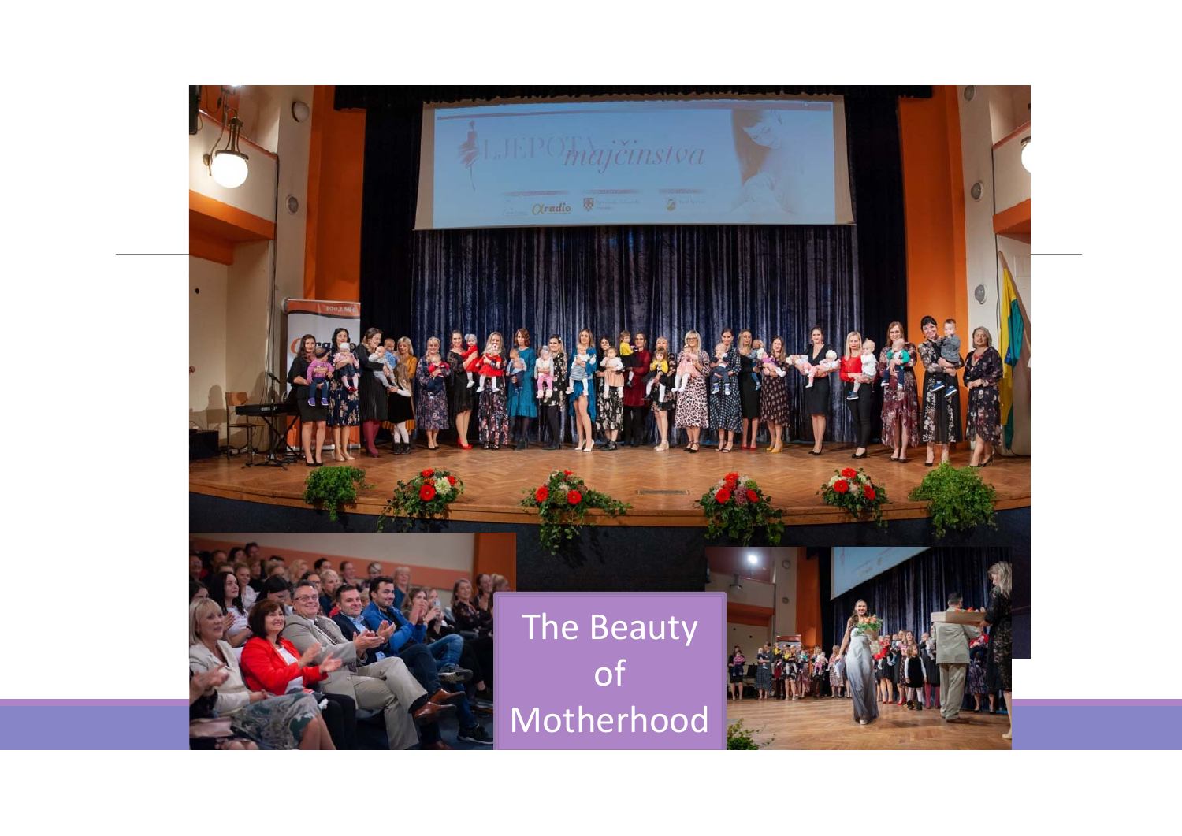# The Beauty of Motherhood